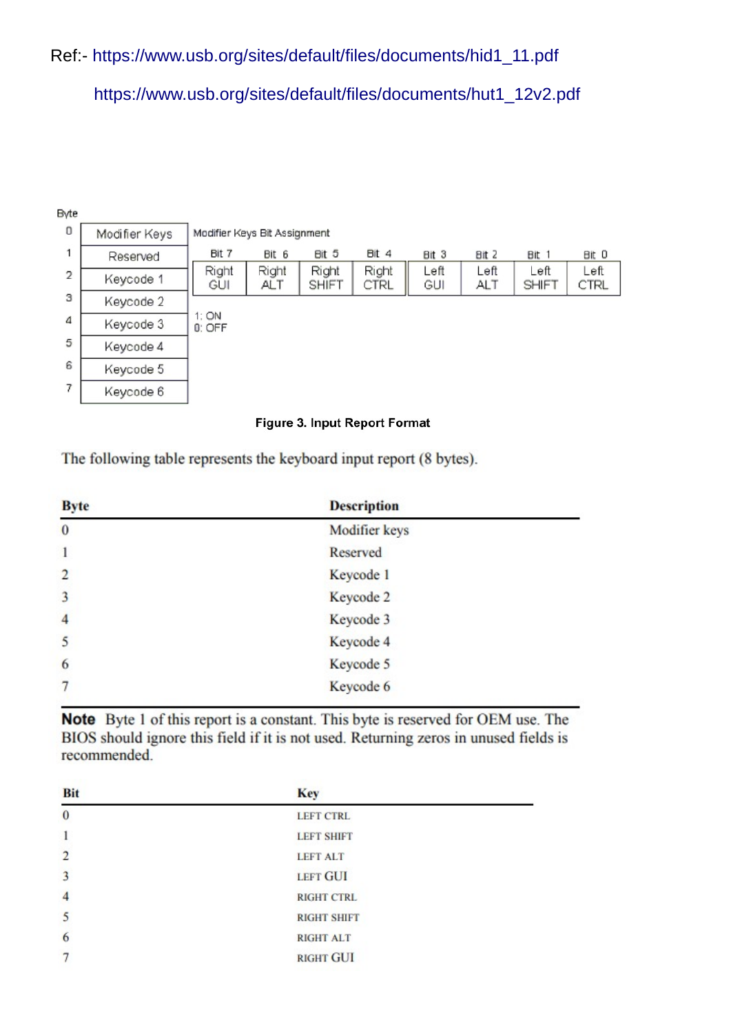Ref:- https://www.usb.org/sites/default/files/documents/hid1_11.pdf

https://www.usb.org/sites/default/files/documents/hut1_12v2.pdf

| Byte | |
|---|---|
| 0 | Modifier Keys |
| 1 | Reserved |
| 2 | Keycode 1 |
| 3 | Keycode 2 |
| 4 | Keycode 3 |
| 5 | Keycode 4 |
| 6 | Keycode 5 |
| 7 | Keycode 6 |

Modifier Keys Bit Assignment

| Bit 7 | Bit 6 | Bit 5 | Bit 4 | Bit 3 | Bit 2 | Bit 1 | Bit 0 |
|---|---|---|---|---|---|---|---|
| Right GUI | Right ALT | Right SHIFT | Right CTRL | Left GUI | Left ALT | Left SHIFT | Left CTRL |

1: ON
0: OFF

**Figure 3. Input Report Format**

The following table represents the keyboard input report (8 bytes).

| Byte | Description |
|---|---|
| 0 | Modifier keys |
| 1 | Reserved |
| 2 | Keycode 1 |
| 3 | Keycode 2 |
| 4 | Keycode 3 |
| 5 | Keycode 4 |
| 6 | Keycode 5 |
| 7 | Keycode 6 |

**Note** Byte 1 of this report is a constant. This byte is reserved for OEM use. The BIOS should ignore this field if it is not used. Returning zeros in unused fields is recommended.

| Bit | Key |
|---|---|
| 0 | LEFT CTRL |
| 1 | LEFT SHIFT |
| 2 | LEFT ALT |
| 3 | LEFT GUI |
| 4 | RIGHT CTRL |
| 5 | RIGHT SHIFT |
| 6 | RIGHT ALT |
| 7 | RIGHT GUI |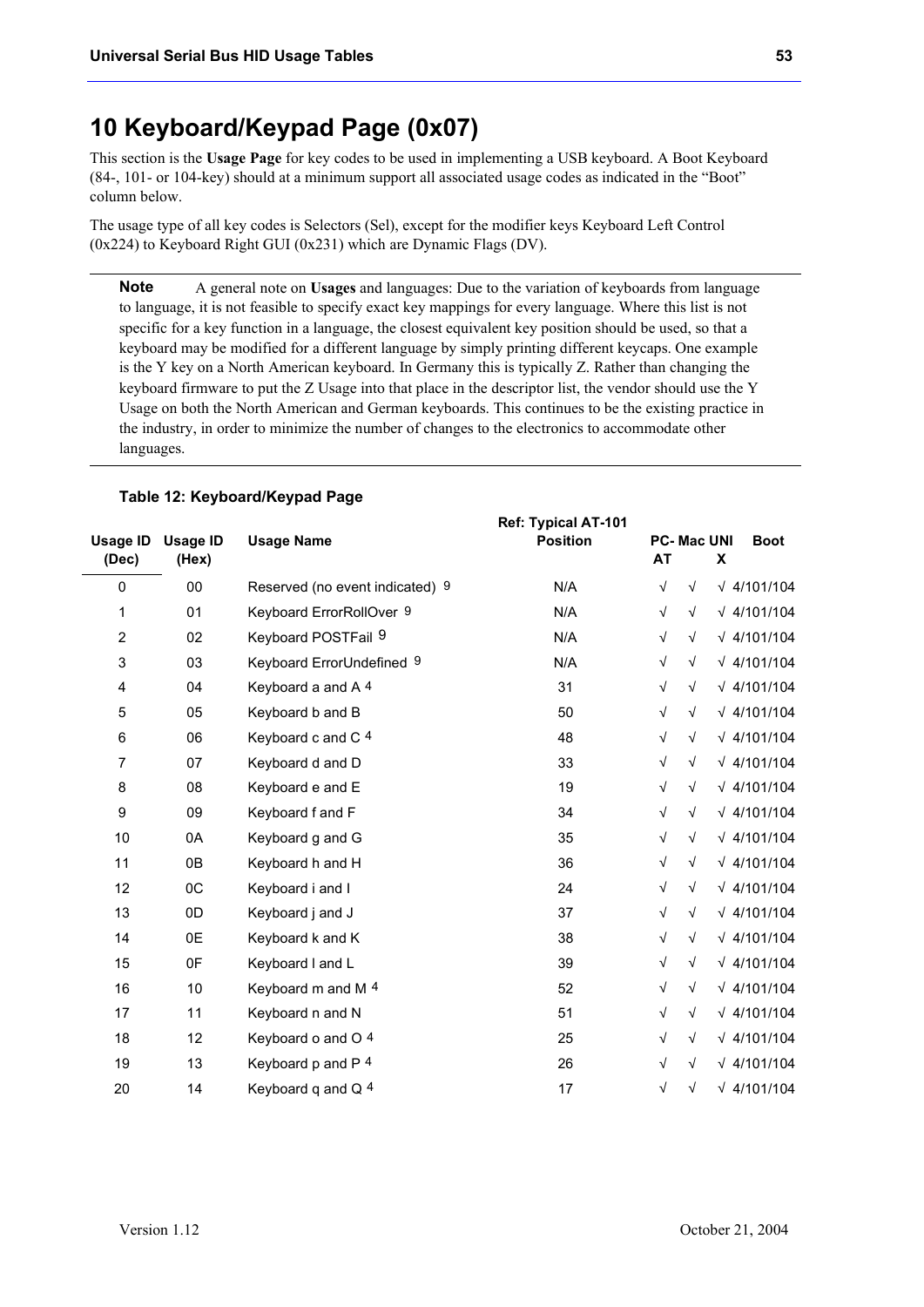# 10 Keyboard/Keypad Page (0x07)

This section is the **Usage Page** for key codes to be used in implementing a USB keyboard. A Boot Keyboard (84-, 101- or 104-key) should at a minimum support all associated usage codes as indicated in the "Boot" column below.

The usage type of all key codes is Selectors (Sel), except for the modifier keys Keyboard Left Control (0x224) to Keyboard Right GUI (0x231) which are Dynamic Flags (DV).

**Note** A general note on **Usages** and languages: Due to the variation of keyboards from language to language, it is not feasible to specify exact key mappings for every language. Where this list is not specific for a key function in a language, the closest equivalent key position should be used, so that a keyboard may be modified for a different language by simply printing different keycaps. One example is the Y key on a North American keyboard. In Germany this is typically Z. Rather than changing the keyboard firmware to put the Z Usage into that place in the descriptor list, the vendor should use the Y Usage on both the North American and German keyboards. This continues to be the existing practice in the industry, in order to minimize the number of changes to the electronics to accommodate other languages.

**Table 12: Keyboard/Keypad Page**

| Usage ID (Dec) | Usage ID (Hex) | Usage Name | Ref: Typical AT-101 Position | PC-AT | Mac | UNIX | Boot |
|---|---|---|---|---|---|---|---|
| 0 | 00 | Reserved (no event indicated) [9] | N/A | √ | √ | √ | 4/101/104 |
| 1 | 01 | Keyboard ErrorRollOver [9] | N/A | √ | √ | √ | 4/101/104 |
| 2 | 02 | Keyboard POSTFail [9] | N/A | √ | √ | √ | 4/101/104 |
| 3 | 03 | Keyboard ErrorUndefined [9] | N/A | √ | √ | √ | 4/101/104 |
| 4 | 04 | Keyboard a and A [4] | 31 | √ | √ | √ | 4/101/104 |
| 5 | 05 | Keyboard b and B | 50 | √ | √ | √ | 4/101/104 |
| 6 | 06 | Keyboard c and C [4] | 48 | √ | √ | √ | 4/101/104 |
| 7 | 07 | Keyboard d and D | 33 | √ | √ | √ | 4/101/104 |
| 8 | 08 | Keyboard e and E | 19 | √ | √ | √ | 4/101/104 |
| 9 | 09 | Keyboard f and F | 34 | √ | √ | √ | 4/101/104 |
| 10 | 0A | Keyboard g and G | 35 | √ | √ | √ | 4/101/104 |
| 11 | 0B | Keyboard h and H | 36 | √ | √ | √ | 4/101/104 |
| 12 | 0C | Keyboard i and I | 24 | √ | √ | √ | 4/101/104 |
| 13 | 0D | Keyboard j and J | 37 | √ | √ | √ | 4/101/104 |
| 14 | 0E | Keyboard k and K | 38 | √ | √ | √ | 4/101/104 |
| 15 | 0F | Keyboard l and L | 39 | √ | √ | √ | 4/101/104 |
| 16 | 10 | Keyboard m and M [4] | 52 | √ | √ | √ | 4/101/104 |
| 17 | 11 | Keyboard n and N | 51 | √ | √ | √ | 4/101/104 |
| 18 | 12 | Keyboard o and O [4] | 25 | √ | √ | √ | 4/101/104 |
| 19 | 13 | Keyboard p and P [4] | 26 | √ | √ | √ | 4/101/104 |
| 20 | 14 | Keyboard q and Q [4] | 17 | √ | √ | √ | 4/101/104 |

Version 1.12 October 21, 2004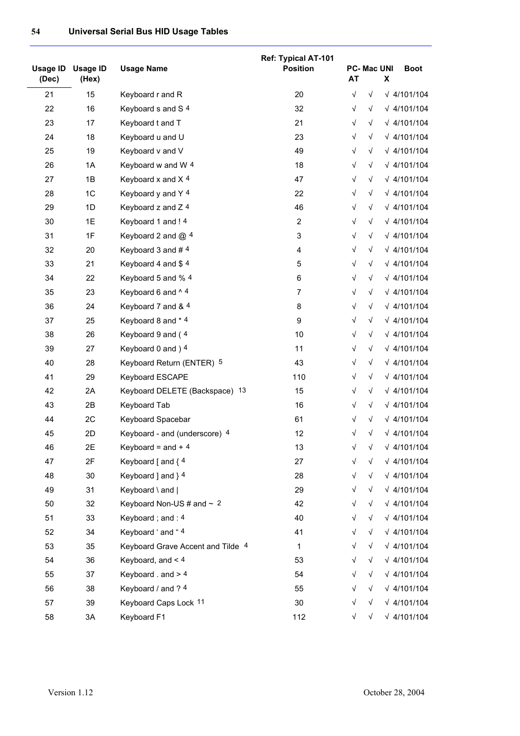| Usage ID (Dec) | Usage ID (Hex) | Usage Name | Ref: Typical AT-101 Position | PC-AT | Mac | UNIX | Boot |
|---|---|---|---|---|---|---|---|
| 21 | 15 | Keyboard r and R | 20 | √ | √ | √ | 4/101/104 |
| 22 | 16 | Keyboard s and S [4] | 32 | √ | √ | √ | 4/101/104 |
| 23 | 17 | Keyboard t and T | 21 | √ | √ | √ | 4/101/104 |
| 24 | 18 | Keyboard u and U | 23 | √ | √ | √ | 4/101/104 |
| 25 | 19 | Keyboard v and V | 49 | √ | √ | √ | 4/101/104 |
| 26 | 1A | Keyboard w and W [4] | 18 | √ | √ | √ | 4/101/104 |
| 27 | 1B | Keyboard x and X [4] | 47 | √ | √ | √ | 4/101/104 |
| 28 | 1C | Keyboard y and Y [4] | 22 | √ | √ | √ | 4/101/104 |
| 29 | 1D | Keyboard z and Z [4] | 46 | √ | √ | √ | 4/101/104 |
| 30 | 1E | Keyboard 1 and ! [4] | 2 | √ | √ | √ | 4/101/104 |
| 31 | 1F | Keyboard 2 and @ [4] | 3 | √ | √ | √ | 4/101/104 |
| 32 | 20 | Keyboard 3 and # [4] | 4 | √ | √ | √ | 4/101/104 |
| 33 | 21 | Keyboard 4 and $ [4] | 5 | √ | √ | √ | 4/101/104 |
| 34 | 22 | Keyboard 5 and % [4] | 6 | √ | √ | √ | 4/101/104 |
| 35 | 23 | Keyboard 6 and ^ [4] | 7 | √ | √ | √ | 4/101/104 |
| 36 | 24 | Keyboard 7 and & [4] | 8 | √ | √ | √ | 4/101/104 |
| 37 | 25 | Keyboard 8 and * [4] | 9 | √ | √ | √ | 4/101/104 |
| 38 | 26 | Keyboard 9 and ( [4] | 10 | √ | √ | √ | 4/101/104 |
| 39 | 27 | Keyboard 0 and ) [4] | 11 | √ | √ | √ | 4/101/104 |
| 40 | 28 | Keyboard Return (ENTER) [5] | 43 | √ | √ | √ | 4/101/104 |
| 41 | 29 | Keyboard ESCAPE | 110 | √ | √ | √ | 4/101/104 |
| 42 | 2A | Keyboard DELETE (Backspace) [13] | 15 | √ | √ | √ | 4/101/104 |
| 43 | 2B | Keyboard Tab | 16 | √ | √ | √ | 4/101/104 |
| 44 | 2C | Keyboard Spacebar | 61 | √ | √ | √ | 4/101/104 |
| 45 | 2D | Keyboard - and (underscore) [4] | 12 | √ | √ | √ | 4/101/104 |
| 46 | 2E | Keyboard = and + [4] | 13 | √ | √ | √ | 4/101/104 |
| 47 | 2F | Keyboard [ and { [4] | 27 | √ | √ | √ | 4/101/104 |
| 48 | 30 | Keyboard ] and } [4] | 28 | √ | √ | √ | 4/101/104 |
| 49 | 31 | Keyboard \ and \| | 29 | √ | √ | √ | 4/101/104 |
| 50 | 32 | Keyboard Non-US # and ~ [2] | 42 | √ | √ | √ | 4/101/104 |
| 51 | 33 | Keyboard ; and : [4] | 40 | √ | √ | √ | 4/101/104 |
| 52 | 34 | Keyboard ‘ and “ [4] | 41 | √ | √ | √ | 4/101/104 |
| 53 | 35 | Keyboard Grave Accent and Tilde [4] | 1 | √ | √ | √ | 4/101/104 |
| 54 | 36 | Keyboard, and < [4] | 53 | √ | √ | √ | 4/101/104 |
| 55 | 37 | Keyboard . and > [4] | 54 | √ | √ | √ | 4/101/104 |
| 56 | 38 | Keyboard / and ? [4] | 55 | √ | √ | √ | 4/101/104 |
| 57 | 39 | Keyboard Caps Lock [11] | 30 | √ | √ | √ | 4/101/104 |
| 58 | 3A | Keyboard F1 | 112 | √ | √ | √ | 4/101/104 |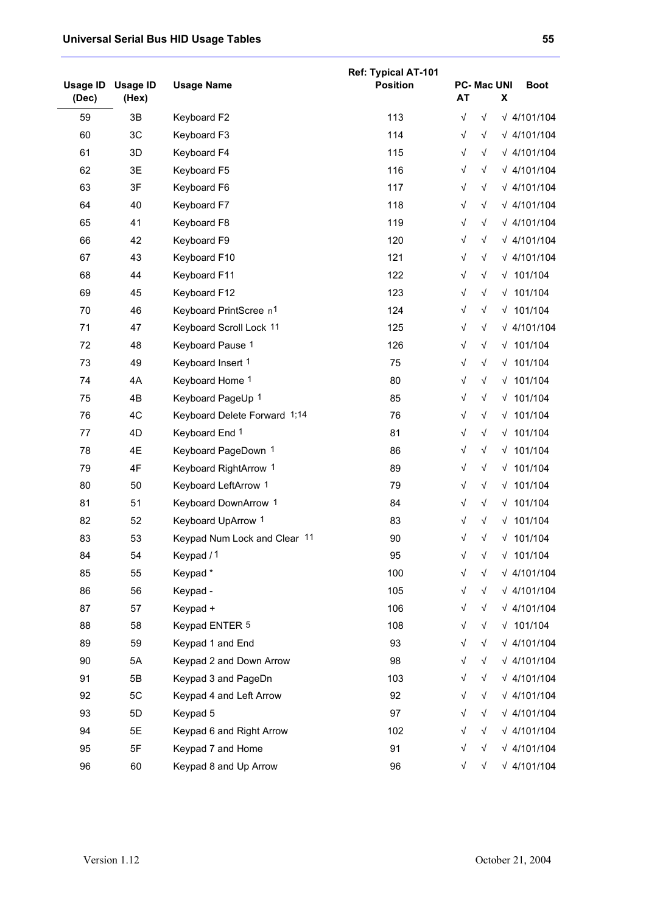| Usage ID (Dec) | Usage ID (Hex) | Usage Name | Ref: Typical AT-101 Position | PC-AT | Mac | UNIX | Boot |
|---|---|---|---|---|---|---|---|
| 59 | 3B | Keyboard F2 | 113 | √ | √ | √ | 4/101/104 |
| 60 | 3C | Keyboard F3 | 114 | √ | √ | √ | 4/101/104 |
| 61 | 3D | Keyboard F4 | 115 | √ | √ | √ | 4/101/104 |
| 62 | 3E | Keyboard F5 | 116 | √ | √ | √ | 4/101/104 |
| 63 | 3F | Keyboard F6 | 117 | √ | √ | √ | 4/101/104 |
| 64 | 40 | Keyboard F7 | 118 | √ | √ | √ | 4/101/104 |
| 65 | 41 | Keyboard F8 | 119 | √ | √ | √ | 4/101/104 |
| 66 | 42 | Keyboard F9 | 120 | √ | √ | √ | 4/101/104 |
| 67 | 43 | Keyboard F10 | 121 | √ | √ | √ | 4/101/104 |
| 68 | 44 | Keyboard F11 | 122 | √ | √ | √ | 101/104 |
| 69 | 45 | Keyboard F12 | 123 | √ | √ | √ | 101/104 |
| 70 | 46 | Keyboard PrintScreen n[1] | 124 | √ | √ | √ | 101/104 |
| 71 | 47 | Keyboard Scroll Lock [11] | 125 | √ | √ | √ | 4/101/104 |
| 72 | 48 | Keyboard Pause [1] | 126 | √ | √ | √ | 101/104 |
| 73 | 49 | Keyboard Insert [1] | 75 | √ | √ | √ | 101/104 |
| 74 | 4A | Keyboard Home [1] | 80 | √ | √ | √ | 101/104 |
| 75 | 4B | Keyboard PageUp [1] | 85 | √ | √ | √ | 101/104 |
| 76 | 4C | Keyboard Delete Forward [1;14] | 76 | √ | √ | √ | 101/104 |
| 77 | 4D | Keyboard End [1] | 81 | √ | √ | √ | 101/104 |
| 78 | 4E | Keyboard PageDown [1] | 86 | √ | √ | √ | 101/104 |
| 79 | 4F | Keyboard RightArrow [1] | 89 | √ | √ | √ | 101/104 |
| 80 | 50 | Keyboard LeftArrow [1] | 79 | √ | √ | √ | 101/104 |
| 81 | 51 | Keyboard DownArrow [1] | 84 | √ | √ | √ | 101/104 |
| 82 | 52 | Keyboard UpArrow [1] | 83 | √ | √ | √ | 101/104 |
| 83 | 53 | Keypad Num Lock and Clear [11] | 90 | √ | √ | √ | 101/104 |
| 84 | 54 | Keypad / [1] | 95 | √ | √ | √ | 101/104 |
| 85 | 55 | Keypad * | 100 | √ | √ | √ | 4/101/104 |
| 86 | 56 | Keypad - | 105 | √ | √ | √ | 4/101/104 |
| 87 | 57 | Keypad + | 106 | √ | √ | √ | 4/101/104 |
| 88 | 58 | Keypad ENTER [5] | 108 | √ | √ | √ | 101/104 |
| 89 | 59 | Keypad 1 and End | 93 | √ | √ | √ | 4/101/104 |
| 90 | 5A | Keypad 2 and Down Arrow | 98 | √ | √ | √ | 4/101/104 |
| 91 | 5B | Keypad 3 and PageDn | 103 | √ | √ | √ | 4/101/104 |
| 92 | 5C | Keypad 4 and Left Arrow | 92 | √ | √ | √ | 4/101/104 |
| 93 | 5D | Keypad 5 | 97 | √ | √ | √ | 4/101/104 |
| 94 | 5E | Keypad 6 and Right Arrow | 102 | √ | √ | √ | 4/101/104 |
| 95 | 5F | Keypad 7 and Home | 91 | √ | √ | √ | 4/101/104 |
| 96 | 60 | Keypad 8 and Up Arrow | 96 | √ | √ | √ | 4/101/104 |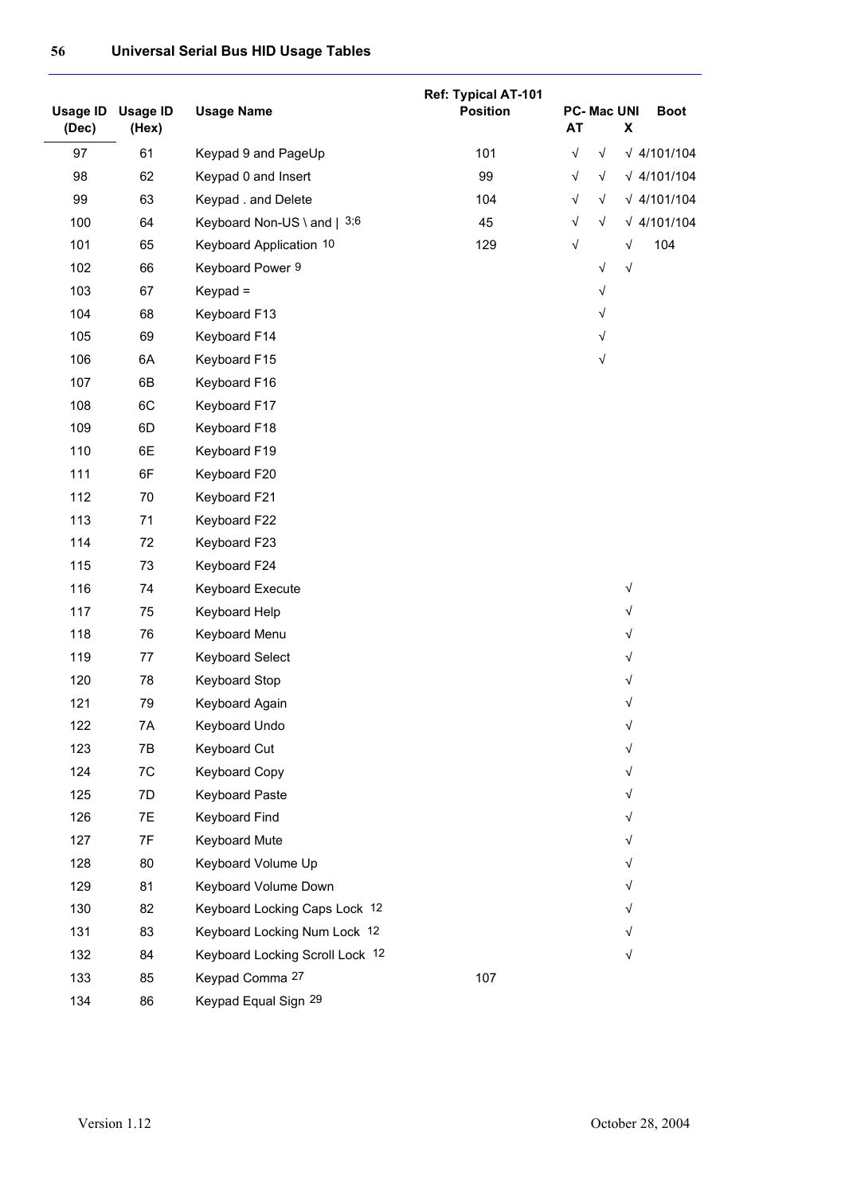| Usage ID (Dec) | Usage ID (Hex) | Usage Name | Ref: Typical AT-101 Position | PC-AT | Mac | UNIX | Boot |
|---|---|---|---|---|---|---|---|
| 97 | 61 | Keypad 9 and PageUp | 101 | √ | √ | √ | 4/101/104 |
| 98 | 62 | Keypad 0 and Insert | 99 | √ | √ | √ | 4/101/104 |
| 99 | 63 | Keypad . and Delete | 104 | √ | √ | √ | 4/101/104 |
| 100 | 64 | Keyboard Non-US \ and \| [3;6] | 45 | √ | √ | √ | 4/101/104 |
| 101 | 65 | Keyboard Application [10] | 129 | √ | | √ | 104 |
| 102 | 66 | Keyboard Power [9] | | | √ | √ | |
| 103 | 67 | Keypad = | | | √ | | |
| 104 | 68 | Keyboard F13 | | | √ | | |
| 105 | 69 | Keyboard F14 | | | √ | | |
| 106 | 6A | Keyboard F15 | | | √ | | |
| 107 | 6B | Keyboard F16 | | | | | |
| 108 | 6C | Keyboard F17 | | | | | |
| 109 | 6D | Keyboard F18 | | | | | |
| 110 | 6E | Keyboard F19 | | | | | |
| 111 | 6F | Keyboard F20 | | | | | |
| 112 | 70 | Keyboard F21 | | | | | |
| 113 | 71 | Keyboard F22 | | | | | |
| 114 | 72 | Keyboard F23 | | | | | |
| 115 | 73 | Keyboard F24 | | | | | |
| 116 | 74 | Keyboard Execute | | | | √ | |
| 117 | 75 | Keyboard Help | | | | √ | |
| 118 | 76 | Keyboard Menu | | | | √ | |
| 119 | 77 | Keyboard Select | | | | √ | |
| 120 | 78 | Keyboard Stop | | | | √ | |
| 121 | 79 | Keyboard Again | | | | √ | |
| 122 | 7A | Keyboard Undo | | | | √ | |
| 123 | 7B | Keyboard Cut | | | | √ | |
| 124 | 7C | Keyboard Copy | | | | √ | |
| 125 | 7D | Keyboard Paste | | | | √ | |
| 126 | 7E | Keyboard Find | | | | √ | |
| 127 | 7F | Keyboard Mute | | | | √ | |
| 128 | 80 | Keyboard Volume Up | | | | √ | |
| 129 | 81 | Keyboard Volume Down | | | | √ | |
| 130 | 82 | Keyboard Locking Caps Lock [12] | | | | √ | |
| 131 | 83 | Keyboard Locking Num Lock [12] | | | | √ | |
| 132 | 84 | Keyboard Locking Scroll Lock [12] | | | | √ | |
| 133 | 85 | Keypad Comma [27] | 107 | | | | |
| 134 | 86 | Keypad Equal Sign [29] | | | | | |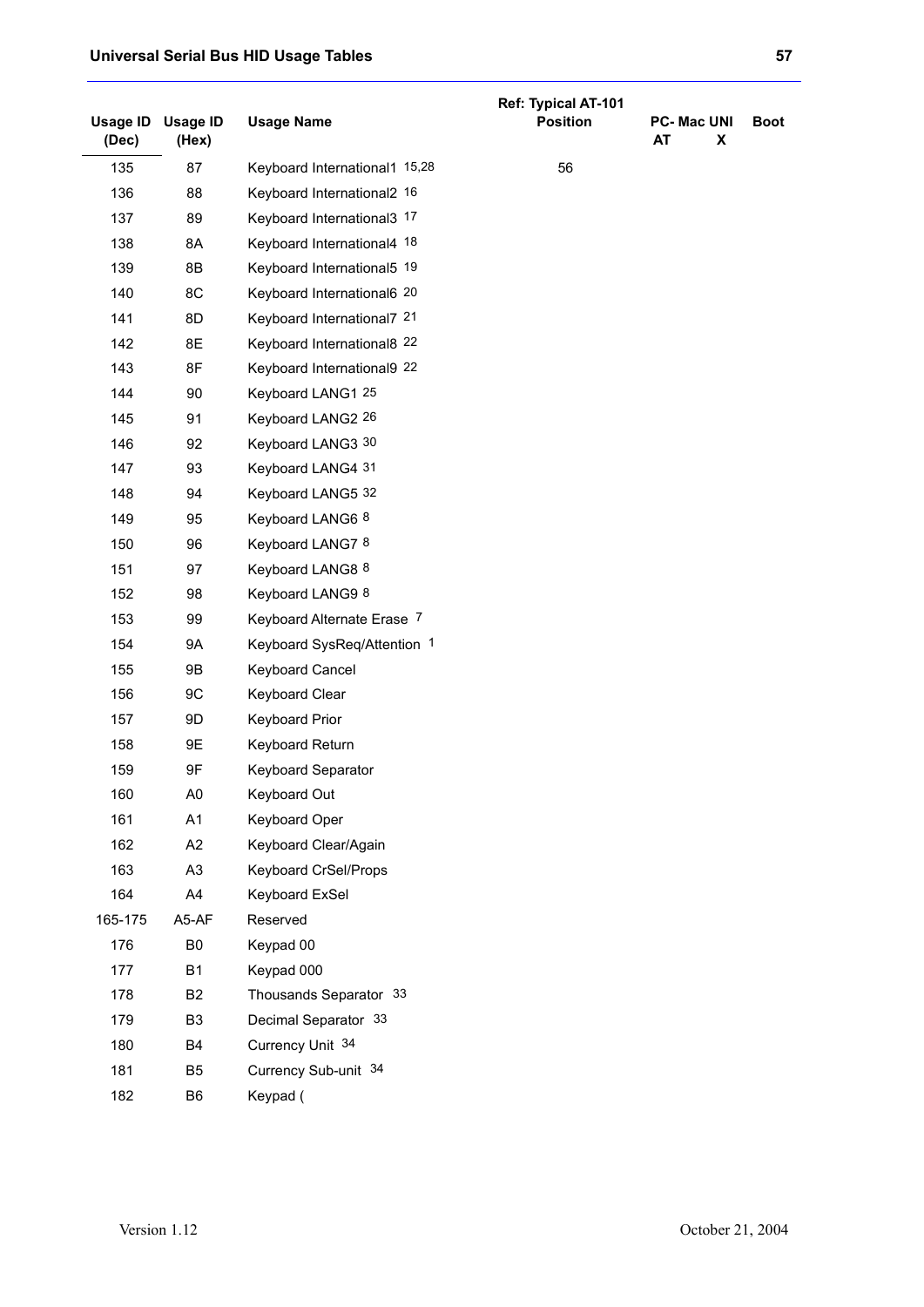| Usage ID (Dec) | Usage ID (Hex) | Usage Name | Ref: Typical AT-101 Position | PC-AT | Mac | UNIX | Boot |
|---|---|---|---|---|---|---|---|
| 135 | 87 | Keyboard International1 [15,28] | 56 | | | | |
| 136 | 88 | Keyboard International2 [16] | | | | | |
| 137 | 89 | Keyboard International3 [17] | | | | | |
| 138 | 8A | Keyboard International4 [18] | | | | | |
| 139 | 8B | Keyboard International5 [19] | | | | | |
| 140 | 8C | Keyboard International6 [20] | | | | | |
| 141 | 8D | Keyboard International7 [21] | | | | | |
| 142 | 8E | Keyboard International8 [22] | | | | | |
| 143 | 8F | Keyboard International9 [22] | | | | | |
| 144 | 90 | Keyboard LANG1 [25] | | | | | |
| 145 | 91 | Keyboard LANG2 [26] | | | | | |
| 146 | 92 | Keyboard LANG3 [30] | | | | | |
| 147 | 93 | Keyboard LANG4 [31] | | | | | |
| 148 | 94 | Keyboard LANG5 [32] | | | | | |
| 149 | 95 | Keyboard LANG6 [8] | | | | | |
| 150 | 96 | Keyboard LANG7 [8] | | | | | |
| 151 | 97 | Keyboard LANG8 [8] | | | | | |
| 152 | 98 | Keyboard LANG9 [8] | | | | | |
| 153 | 99 | Keyboard Alternate Erase [7] | | | | | |
| 154 | 9A | Keyboard SysReq/Attention [1] | | | | | |
| 155 | 9B | Keyboard Cancel | | | | | |
| 156 | 9C | Keyboard Clear | | | | | |
| 157 | 9D | Keyboard Prior | | | | | |
| 158 | 9E | Keyboard Return | | | | | |
| 159 | 9F | Keyboard Separator | | | | | |
| 160 | A0 | Keyboard Out | | | | | |
| 161 | A1 | Keyboard Oper | | | | | |
| 162 | A2 | Keyboard Clear/Again | | | | | |
| 163 | A3 | Keyboard CrSel/Props | | | | | |
| 164 | A4 | Keyboard ExSel | | | | | |
| 165-175 | A5-AF | Reserved | | | | | |
| 176 | B0 | Keypad 00 | | | | | |
| 177 | B1 | Keypad 000 | | | | | |
| 178 | B2 | Thousands Separator [33] | | | | | |
| 179 | B3 | Decimal Separator [33] | | | | | |
| 180 | B4 | Currency Unit [34] | | | | | |
| 181 | B5 | Currency Sub-unit [34] | | | | | |
| 182 | B6 | Keypad ( | | | | | |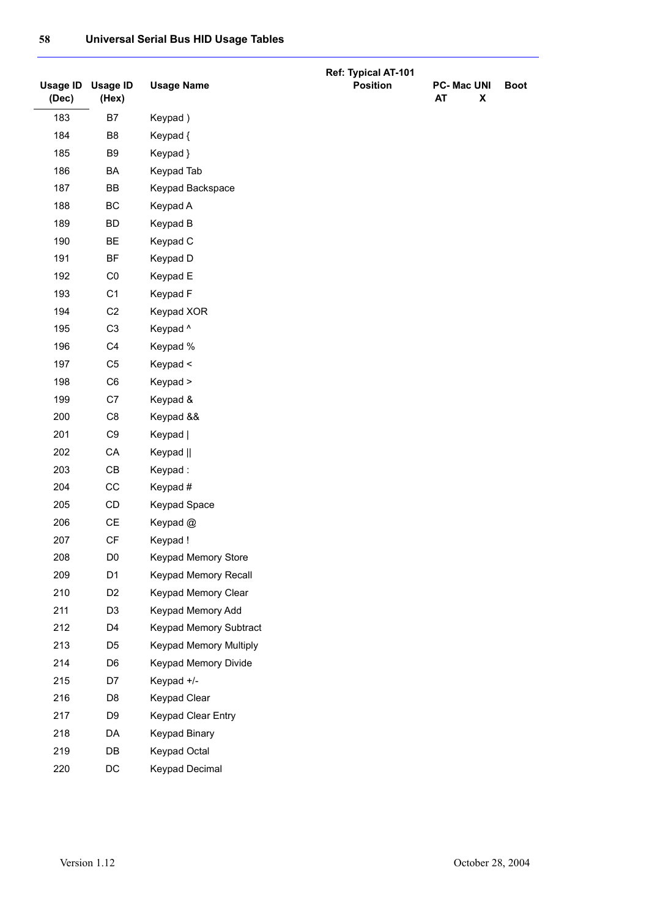| Usage ID (Dec) | Usage ID (Hex) | Usage Name | Ref: Typical AT-101 Position | PC-AT | Mac | UNIX | Boot |
|---|---|---|---|---|---|---|---|
| 183 | B7 | Keypad ) | | | | | |
| 184 | B8 | Keypad { | | | | | |
| 185 | B9 | Keypad } | | | | | |
| 186 | BA | Keypad Tab | | | | | |
| 187 | BB | Keypad Backspace | | | | | |
| 188 | BC | Keypad A | | | | | |
| 189 | BD | Keypad B | | | | | |
| 190 | BE | Keypad C | | | | | |
| 191 | BF | Keypad D | | | | | |
| 192 | C0 | Keypad E | | | | | |
| 193 | C1 | Keypad F | | | | | |
| 194 | C2 | Keypad XOR | | | | | |
| 195 | C3 | Keypad ^ | | | | | |
| 196 | C4 | Keypad % | | | | | |
| 197 | C5 | Keypad < | | | | | |
| 198 | C6 | Keypad > | | | | | |
| 199 | C7 | Keypad & | | | | | |
| 200 | C8 | Keypad && | | | | | |
| 201 | C9 | Keypad &#124; | | | | | |
| 202 | CA | Keypad &#124;&#124; | | | | | |
| 203 | CB | Keypad : | | | | | |
| 204 | CC | Keypad # | | | | | |
| 205 | CD | Keypad Space | | | | | |
| 206 | CE | Keypad @ | | | | | |
| 207 | CF | Keypad ! | | | | | |
| 208 | D0 | Keypad Memory Store | | | | | |
| 209 | D1 | Keypad Memory Recall | | | | | |
| 210 | D2 | Keypad Memory Clear | | | | | |
| 211 | D3 | Keypad Memory Add | | | | | |
| 212 | D4 | Keypad Memory Subtract | | | | | |
| 213 | D5 | Keypad Memory Multiply | | | | | |
| 214 | D6 | Keypad Memory Divide | | | | | |
| 215 | D7 | Keypad +/- | | | | | |
| 216 | D8 | Keypad Clear | | | | | |
| 217 | D9 | Keypad Clear Entry | | | | | |
| 218 | DA | Keypad Binary | | | | | |
| 219 | DB | Keypad Octal | | | | | |
| 220 | DC | Keypad Decimal | | | | | |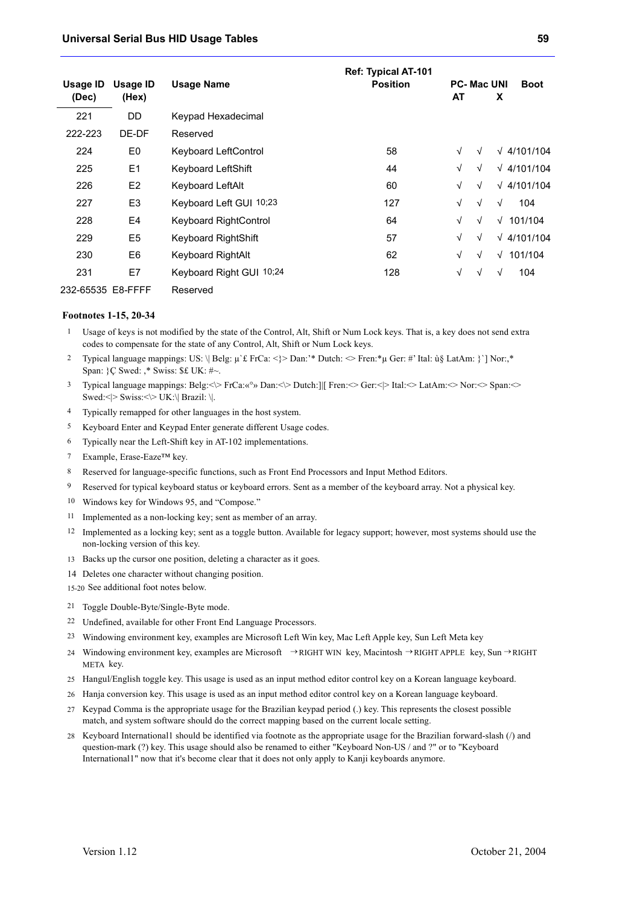| Usage ID (Dec) | Usage ID (Hex) | Usage Name | Ref: Typical AT-101 Position | PC-AT | Mac | UNIX | Boot |
|---|---|---|---|---|---|---|---|
| 221 | DD | Keypad Hexadecimal | | | | | |
| 222-223 | DE-DF | Reserved | | | | | |
| 224 | E0 | Keyboard LeftControl | 58 | √ | √ | √ | 4/101/104 |
| 225 | E1 | Keyboard LeftShift | 44 | √ | √ | √ | 4/101/104 |
| 226 | E2 | Keyboard LeftAlt | 60 | √ | √ | √ | 4/101/104 |
| 227 | E3 | Keyboard Left GUI [10;23] | 127 | √ | √ | √ | 104 |
| 228 | E4 | Keyboard RightControl | 64 | √ | √ | √ | 101/104 |
| 229 | E5 | Keyboard RightShift | 57 | √ | √ | √ | 4/101/104 |
| 230 | E6 | Keyboard RightAlt | 62 | √ | √ | √ | 101/104 |
| 231 | E7 | Keyboard Right GUI [10;24] | 128 | √ | √ | √ | 104 |
| 232-65535 | E8-FFFF | Reserved | | | | | |

**Footnotes 1-15, 20-34**

1 Usage of keys is not modified by the state of the Control, Alt, Shift or Num Lock keys. That is, a key does not send extra codes to compensate for the state of any Control, Alt, Shift or Num Lock keys.

2 Typical language mappings: US: \| Belg: µ`£ FrCa: <}> Dan:'* Dutch: <> Fren:*µ Ger: #' Ital: ù§ LatAm: }`] Nor:,* Span: }Ç Swed: ,* Swiss: $£ UK: #~.

3 Typical language mappings: Belg:<\> FrCa:«°» Dan:<\> Dutch:]|[ Fren:<> Ger:<|> Ital:<> LatAm:<> Nor:<> Span:<> Swed:<|> Swiss:<\> UK:\| Brazil: \|.

4 Typically remapped for other languages in the host system.

5 Keyboard Enter and Keypad Enter generate different Usage codes.

6 Typically near the Left-Shift key in AT-102 implementations.

7 Example, Erase-Eaze™ key.

8 Reserved for language-specific functions, such as Front End Processors and Input Method Editors.

9 Reserved for typical keyboard status or keyboard errors. Sent as a member of the keyboard array. Not a physical key.

10 Windows key for Windows 95, and "Compose."

11 Implemented as a non-locking key; sent as member of an array.

12 Implemented as a locking key; sent as a toggle button. Available for legacy support; however, most systems should use the non-locking version of this key.

13 Backs up the cursor one position, deleting a character as it goes.

14 Deletes one character without changing position.

15-20 See additional foot notes below.

21 Toggle Double-Byte/Single-Byte mode.

22 Undefined, available for other Front End Language Processors.

23 Windowing environment key, examples are Microsoft Left Win key, Mac Left Apple key, Sun Left Meta key

24 Windowing environment key, examples are Microsoft → RIGHT WIN key, Macintosh → RIGHT APPLE key, Sun → RIGHT META key.

25 Hangul/English toggle key. This usage is used as an input method editor control key on a Korean language keyboard.

26 Hanja conversion key. This usage is used as an input method editor control key on a Korean language keyboard.

27 Keypad Comma is the appropriate usage for the Brazilian keypad period (.) key. This represents the closest possible match, and system software should do the correct mapping based on the current locale setting.

28 Keyboard International1 should be identified via footnote as the appropriate usage for the Brazilian forward-slash (/) and question-mark (?) key. This usage should also be renamed to either "Keyboard Non-US / and ?" or to "Keyboard International1" now that it's become clear that it does not only apply to Kanji keyboards anymore.